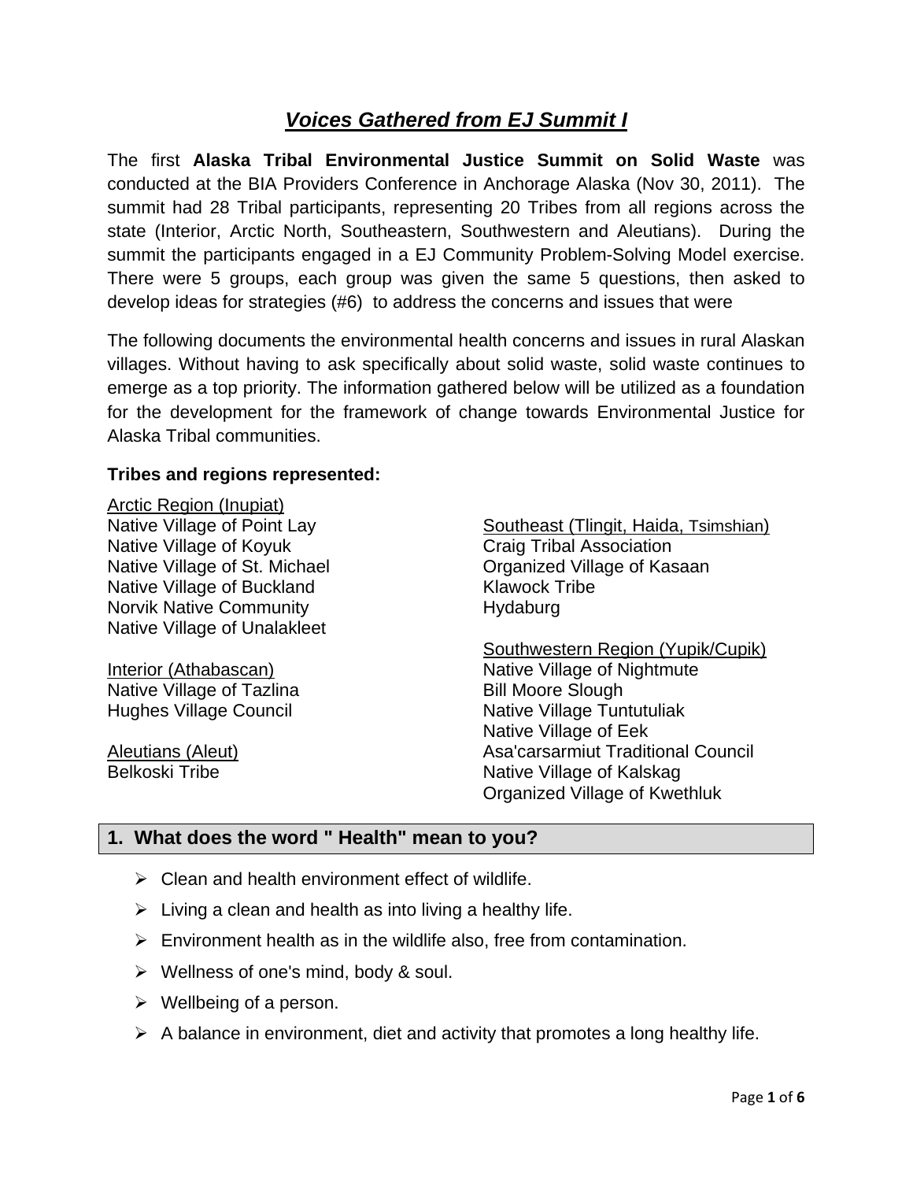# *Voices Gathered from EJ Summit I*

The first **Alaska Tribal Environmental Justice Summit on Solid Waste** was conducted at the BIA Providers Conference in Anchorage Alaska (Nov 30, 2011). The summit had 28 Tribal participants, representing 20 Tribes from all regions across the state (Interior, Arctic North, Southeastern, Southwestern and Aleutians). During the summit the participants engaged in a EJ Community Problem-Solving Model exercise. There were 5 groups, each group was given the same 5 questions, then asked to develop ideas for strategies (#6) to address the concerns and issues that were

The following documents the environmental health concerns and issues in rural Alaskan villages. Without having to ask specifically about solid waste, solid waste continues to emerge as a top priority. The information gathered below will be utilized as a foundation for the development for the framework of change towards Environmental Justice for Alaska Tribal communities.

**Tribes and regions represented:**

<u>Arctic Region (Inupiat)</u>
Native Village of Point Lay
Native Village of Koyuk
Native Village of St. Michael
Native Village of Buckland
Norvik Native Community
Native Village of Unalakleet

<u>Interior (Athabascan)</u>
Native Village of Tazlina
Hughes Village Council

<u>Aleutians (Aleut)</u>
Belkoski Tribe

<u>Southeast (Tlingit, Haida, Tsimshian)</u>
Craig Tribal Association
Organized Village of Kasaan
Klawock Tribe
Hydaburg

<u>Southwestern Region (Yupik/Cupik)</u>
Native Village of Nightmute
Bill Moore Slough
Native Village Tuntutuliak
Native Village of Eek
Asa'carsarmiut Traditional Council
Native Village of Kalskag
Organized Village of Kwethluk

## 1. What does the word " Health" mean to you?

- Clean and health environment effect of wildlife.
- Living a clean and health as into living a healthy life.
- Environment health as in the wildlife also, free from contamination.
- Wellness of one's mind, body & soul.
- Wellbeing of a person.
- A balance in environment, diet and activity that promotes a long healthy life.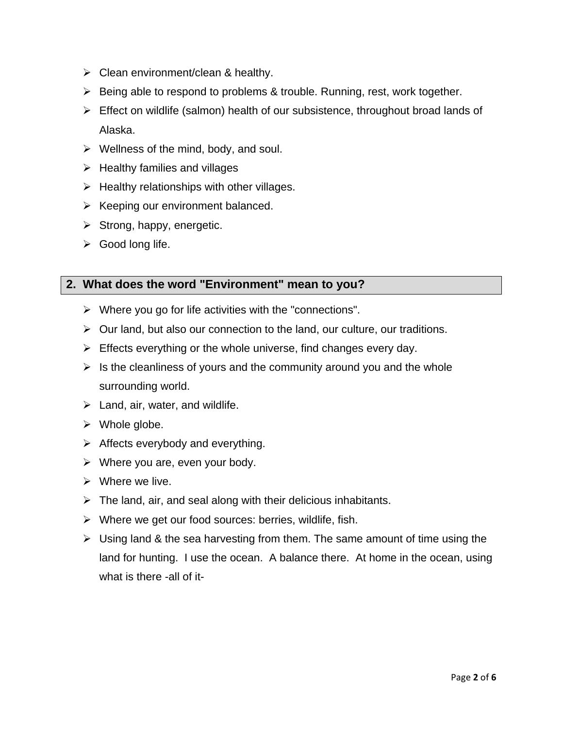- Clean environment/clean & healthy.
- Being able to respond to problems & trouble. Running, rest, work together.
- Effect on wildlife (salmon) health of our subsistence, throughout broad lands of Alaska.
- Wellness of the mind, body, and soul.
- Healthy families and villages
- Healthy relationships with other villages.
- Keeping our environment balanced.
- Strong, happy, energetic.
- Good long life.

## 2. What does the word "Environment" mean to you?

- Where you go for life activities with the "connections".
- Our land, but also our connection to the land, our culture, our traditions.
- Effects everything or the whole universe, find changes every day.
- Is the cleanliness of yours and the community around you and the whole surrounding world.
- Land, air, water, and wildlife.
- Whole globe.
- Affects everybody and everything.
- Where you are, even your body.
- Where we live.
- The land, air, and seal along with their delicious inhabitants.
- Where we get our food sources: berries, wildlife, fish.
- Using land & the sea harvesting from them. The same amount of time using the land for hunting. I use the ocean. A balance there. At home in the ocean, using what is there -all of it-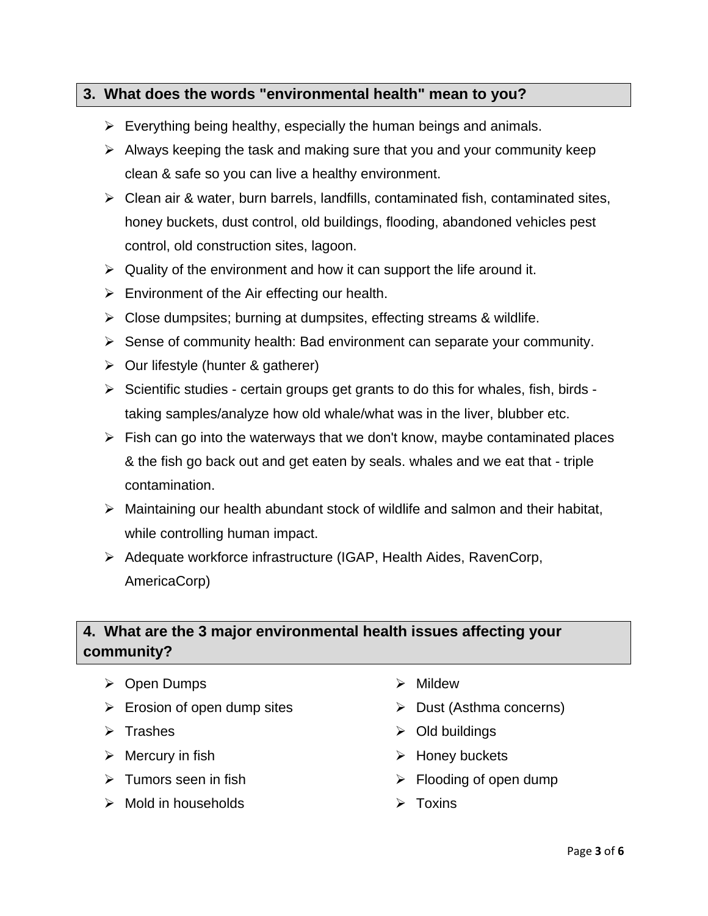## 3. What does the words "environmental health" mean to you?

- Everything being healthy, especially the human beings and animals.
- Always keeping the task and making sure that you and your community keep clean & safe so you can live a healthy environment.
- Clean air & water, burn barrels, landfills, contaminated fish, contaminated sites, honey buckets, dust control, old buildings, flooding, abandoned vehicles pest control, old construction sites, lagoon.
- Quality of the environment and how it can support the life around it.
- Environment of the Air effecting our health.
- Close dumpsites; burning at dumpsites, effecting streams & wildlife.
- Sense of community health: Bad environment can separate your community.
- Our lifestyle (hunter & gatherer)
- Scientific studies - certain groups get grants to do this for whales, fish, birds - taking samples/analyze how old whale/what was in the liver, blubber etc.
- Fish can go into the waterways that we don't know, maybe contaminated places & the fish go back out and get eaten by seals. whales and we eat that - triple contamination.
- Maintaining our health abundant stock of wildlife and salmon and their habitat, while controlling human impact.
- Adequate workforce infrastructure (IGAP, Health Aides, RavenCorp, AmericaCorp)

## 4. What are the 3 major environmental health issues affecting your community?

- Open Dumps
- Erosion of open dump sites
- Trashes
- Mercury in fish
- Tumors seen in fish
- Mold in households
- Mildew
- Dust (Asthma concerns)
- Old buildings
- Honey buckets
- Flooding of open dump
- Toxins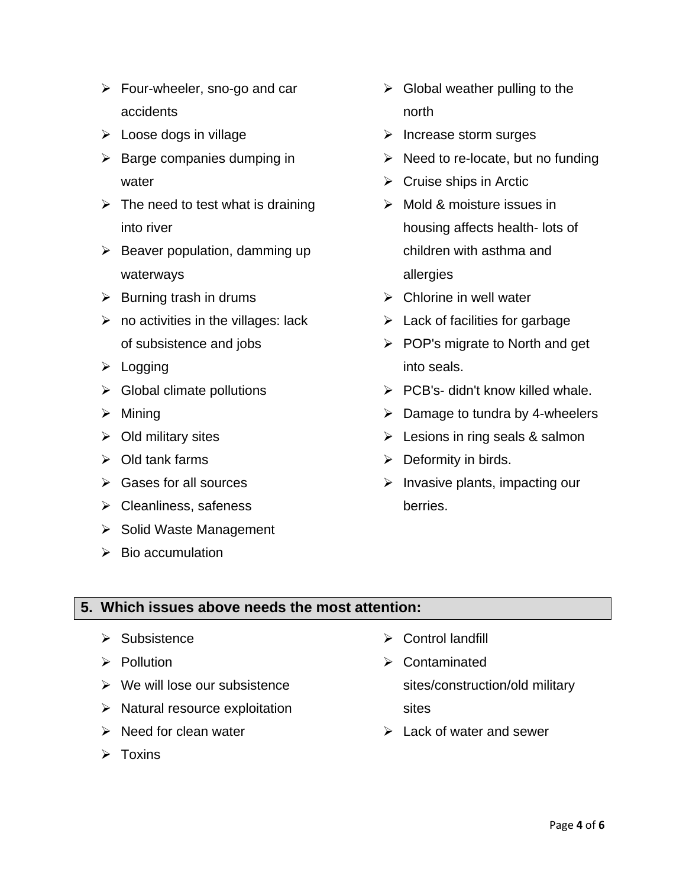- Four-wheeler, sno-go and car accidents
- Loose dogs in village
- Barge companies dumping in water
- The need to test what is draining into river
- Beaver population, damming up waterways
- Burning trash in drums
- no activities in the villages: lack of subsistence and jobs
- Logging
- Global climate pollutions
- Mining
- Old military sites
- Old tank farms
- Gases for all sources
- Cleanliness, safeness
- Solid Waste Management
- Bio accumulation
- Global weather pulling to the north
- Increase storm surges
- Need to re-locate, but no funding
- Cruise ships in Arctic
- Mold & moisture issues in housing affects health- lots of children with asthma and allergies
- Chlorine in well water
- Lack of facilities for garbage
- POP's migrate to North and get into seals.
- PCB's- didn't know killed whale.
- Damage to tundra by 4-wheelers
- Lesions in ring seals & salmon
- Deformity in birds.
- Invasive plants, impacting our berries.

## 5. Which issues above needs the most attention:

- Subsistence
- Pollution
- We will lose our subsistence
- Natural resource exploitation
- Need for clean water
- Toxins
- Control landfill
- Contaminated sites/construction/old military sites
- Lack of water and sewer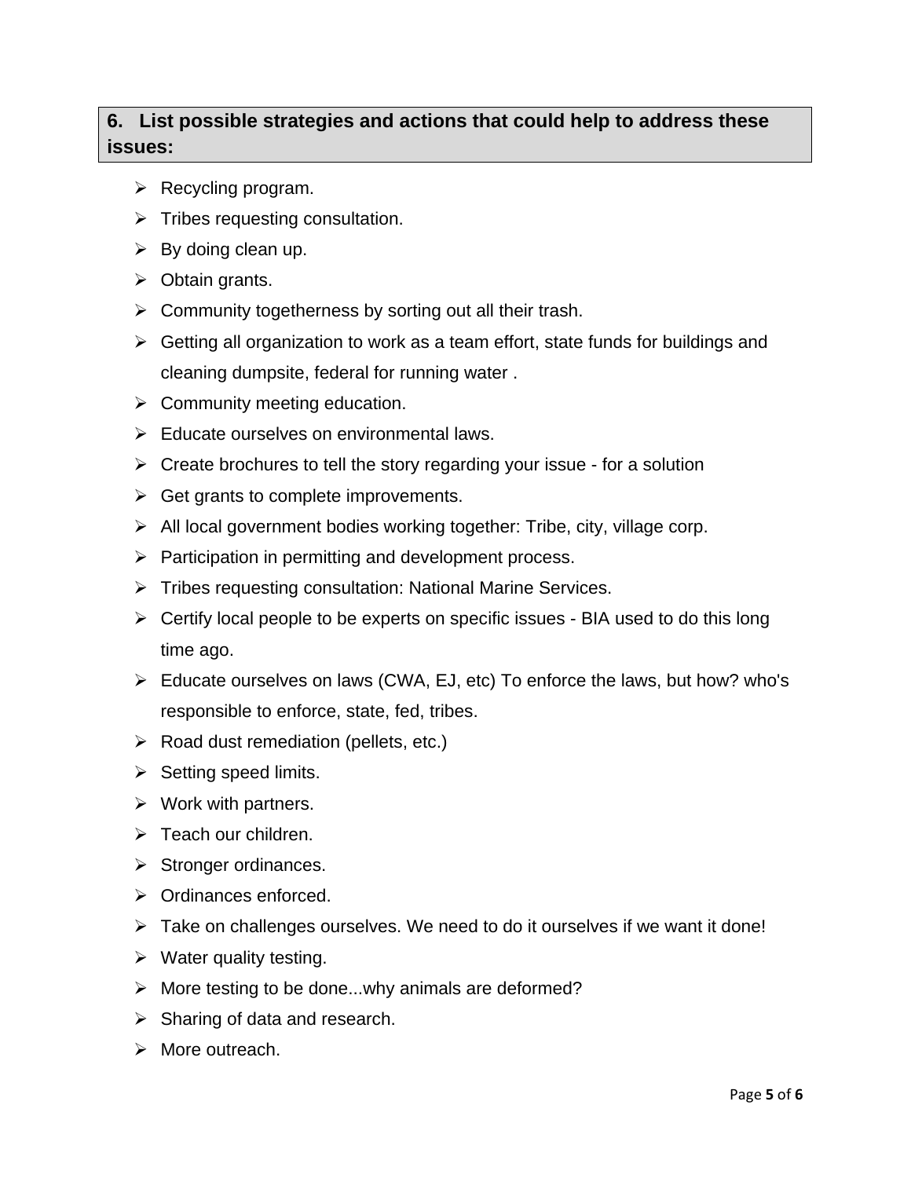## 6. List possible strategies and actions that could help to address these issues:

- Recycling program.
- Tribes requesting consultation.
- By doing clean up.
- Obtain grants.
- Community togetherness by sorting out all their trash.
- Getting all organization to work as a team effort, state funds for buildings and cleaning dumpsite, federal for running water .
- Community meeting education.
- Educate ourselves on environmental laws.
- Create brochures to tell the story regarding your issue - for a solution
- Get grants to complete improvements.
- All local government bodies working together: Tribe, city, village corp.
- Participation in permitting and development process.
- Tribes requesting consultation: National Marine Services.
- Certify local people to be experts on specific issues - BIA used to do this long time ago.
- Educate ourselves on laws (CWA, EJ, etc) To enforce the laws, but how? who's responsible to enforce, state, fed, tribes.
- Road dust remediation (pellets, etc.)
- Setting speed limits.
- Work with partners.
- Teach our children.
- Stronger ordinances.
- Ordinances enforced.
- Take on challenges ourselves. We need to do it ourselves if we want it done!
- Water quality testing.
- More testing to be done...why animals are deformed?
- Sharing of data and research.
- More outreach.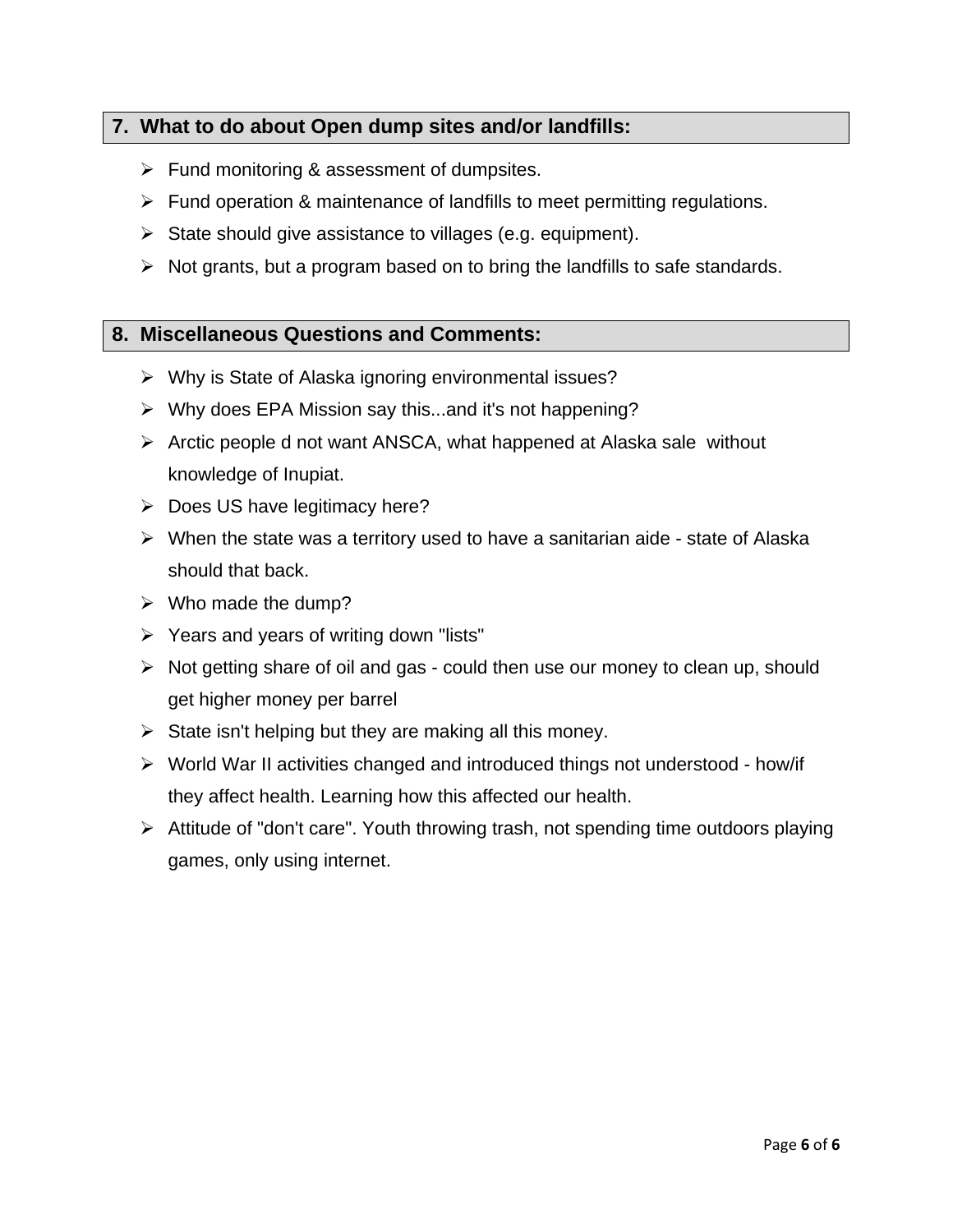## 7. What to do about Open dump sites and/or landfills:

- Fund monitoring & assessment of dumpsites.
- Fund operation & maintenance of landfills to meet permitting regulations.
- State should give assistance to villages (e.g. equipment).
- Not grants, but a program based on to bring the landfills to safe standards.

## 8. Miscellaneous Questions and Comments:

- Why is State of Alaska ignoring environmental issues?
- Why does EPA Mission say this...and it's not happening?
- Arctic people d not want ANSCA, what happened at Alaska sale without knowledge of Inupiat.
- Does US have legitimacy here?
- When the state was a territory used to have a sanitarian aide - state of Alaska should that back.
- Who made the dump?
- Years and years of writing down "lists"
- Not getting share of oil and gas - could then use our money to clean up, should get higher money per barrel
- State isn't helping but they are making all this money.
- World War II activities changed and introduced things not understood - how/if they affect health. Learning how this affected our health.
- Attitude of "don't care". Youth throwing trash, not spending time outdoors playing games, only using internet.